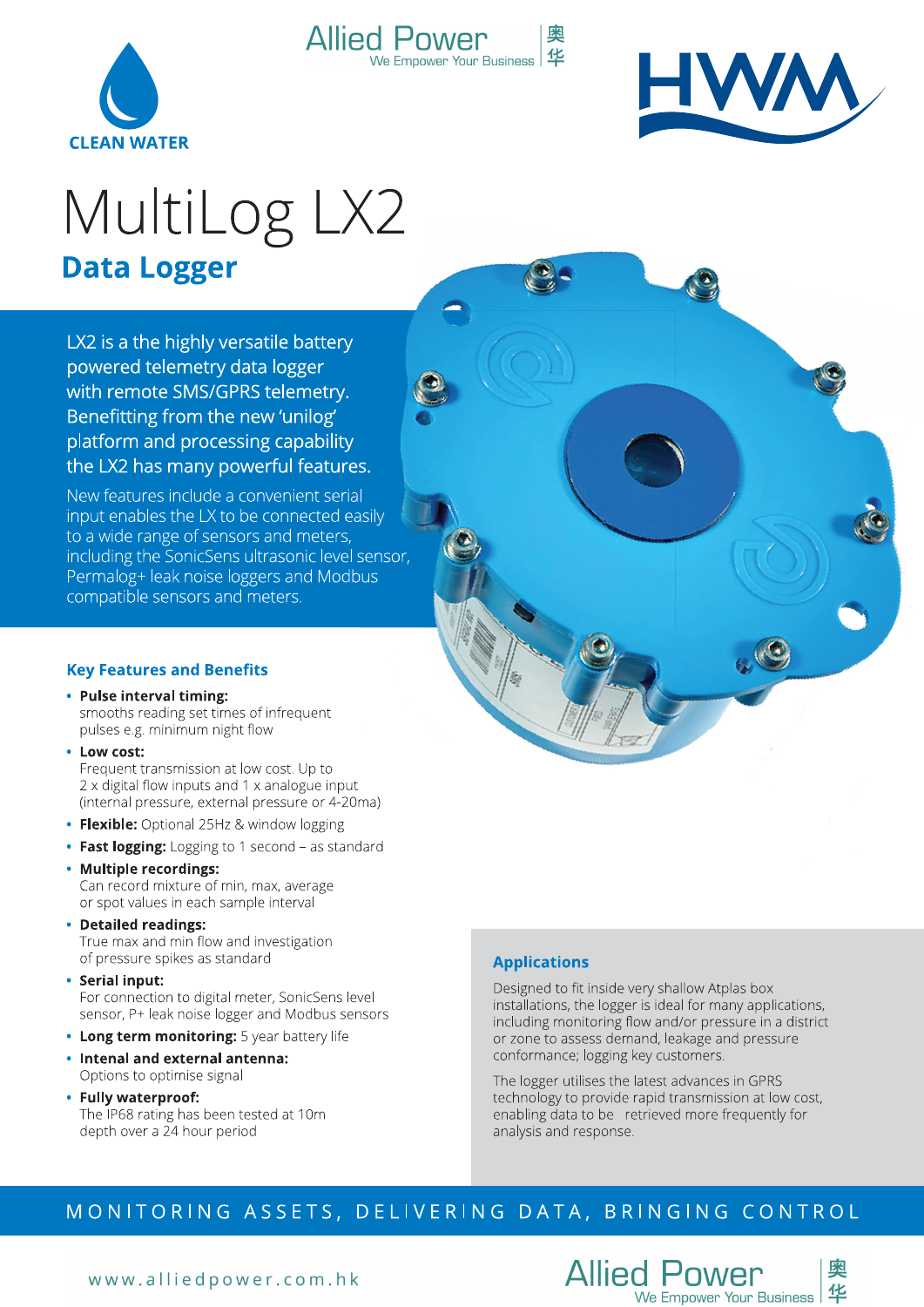CLEAN WATER

Allied Power
We Empower Your Business | 奧华

HWM

# MultiLog LX2

## Data Logger

LX2 is a the highly versatile battery powered telemetry data logger with remote SMS/GPRS telemetry. Benefitting from the new 'unilog' platform and processing capability the LX2 has many powerful features.

New features include a convenient serial input enables the LX to be connected easily to a wide range of sensors and meters, including the SonicSens ultrasonic level sensor, Permalog+ leak noise loggers and Modbus compatible sensors and meters.

### Key Features and Benefits

- **Pulse interval timing:** smooths reading set times of infrequent pulses e.g. minimum night flow
- **Low cost:** Frequent transmission at low cost. Up to 2 x digital flow inputs and 1 x analogue input (internal pressure, external pressure or 4-20ma)
- **Flexible:** Optional 25Hz & window logging
- **Fast logging:** Logging to 1 second – as standard
- **Multiple recordings:** Can record mixture of min, max, average or spot values in each sample interval
- **Detailed readings:** True max and min flow and investigation of pressure spikes as standard
- **Serial input:** For connection to digital meter, SonicSens level sensor, P+ leak noise logger and Modbus sensors
- **Long term monitoring:** 5 year battery life
- **Intenal and external antenna:** Options to optimise signal
- **Fully waterproof:** The IP68 rating has been tested at 10m depth over a 24 hour period

### Applications

Designed to fit inside very shallow Atplas box installations, the logger is ideal for many applications, including monitoring flow and/or pressure in a district or zone to assess demand, leakage and pressure conformance; logging key customers.

The logger utilises the latest advances in GPRS technology to provide rapid transmission at low cost, enabling data to be retrieved more frequently for analysis and response.

MONITORING ASSETS, DELIVERING DATA, BRINGING CONTROL

www.alliedpower.com.hk

Allied Power
We Empower Your Business | 奧华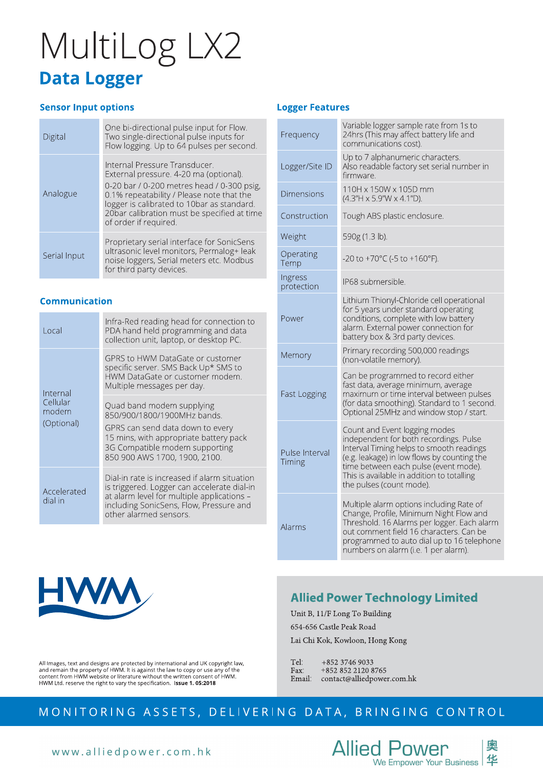# MultiLog LX2

## Data Logger

### Sensor Input options

| | |
|---|---|
| Digital | One bi-directional pulse input for Flow. Two single-directional pulse inputs for Flow logging. Up to 64 pulses per second. |
| Analogue | Internal Pressure Transducer. External pressure. 4-20 ma (optional). 0-20 bar / 0-200 metres head / 0-300 psig, 0.1% repeatability / Please note that the logger is calibrated to 10bar as standard. 20bar calibration must be specified at time of order if required. |
| Serial Input | Proprietary serial interface for SonicSens ultrasonic level monitors, Permalog+ leak noise loggers, Serial meters etc. Modbus for third party devices. |

### Communication

| | |
|---|---|
| Local | Infra-Red reading head for connection to PDA hand held programming and data collection unit, laptop, or desktop PC. |
| Internal Cellular modem (Optional) | GPRS to HWM DataGate or customer specific server. SMS Back Up* SMS to HWM DataGate or customer modem. Multiple messages per day. |
| | Quad band modem supplying 850/900/1800/1900MHz bands. GPRS can send data down to every 15 mins, with appropriate battery pack 3G Compatible modem supporting 850 900 AWS 1700, 1900, 2100. |
| Accelerated dial in | Dial-in rate is increased if alarm situation is triggered. Logger can accelerate dial-in at alarm level for multiple applications – including SonicSens, Flow, Pressure and other alarmed sensors. |

### Logger Features

| | |
|---|---|
| Frequency | Variable logger sample rate from 1s to 24hrs (This may affect battery life and communications cost). |
| Logger/Site ID | Up to 7 alphanumeric characters. Also readable factory set serial number in firmware. |
| Dimensions | 110H x 150W x 105D mm (4.3"H x 5.9"W x 4.1"D). |
| Construction | Tough ABS plastic enclosure. |
| Weight | 590g (1.3 lb). |
| Operating Temp | -20 to +70°C (-5 to +160°F). |
| Ingress protection | IP68 submersible. |
| Power | Lithium Thionyl-Chloride cell operational for 5 years under standard operating conditions, complete with low battery alarm. External power connection for battery box & 3rd party devices. |
| Memory | Primary recording 500,000 readings (non-volatile memory). |
| Fast Logging | Can be programmed to record either fast data, average minimum, average maximum or time interval between pulses (for data smoothing). Standard to 1 second. Optional 25MHz and window stop / start. |
| Pulse Interval Timing | Count and Event logging modes independent for both recordings. Pulse Interval Timing helps to smooth readings (e.g. leakage) in low flows by counting the time between each pulse (event mode). This is available in addition to totalling the pulses (count mode). |
| Alarms | Multiple alarm options including Rate of Change, Profile, Minimum Night Flow and Threshold. 16 Alarms per logger. Each alarm out comment field 16 characters. Can be programmed to auto dial up to 16 telephone numbers on alarm (i.e. 1 per alarm). |

HWM

All Images, text and designs are protected by international and UK copyright law, and remain the property of HWM. It is against the law to copy or use any of the content from HWM website or literature without the written consent of HWM. HWM Ltd. reserve the right to vary the specification. **Issue 1. 05:2018**

**Allied Power Technology Limited**

Unit B, 11/F Long To Building
654-656 Castle Peak Road
Lai Chi Kok, Kowloon, Hong Kong

Tel: +852 3746 9033
Fax: +852 852 2120 8765
Email: contact@alliedpower.com.hk

MONITORING ASSETS, DELIVERING DATA, BRINGING CONTROL

www.alliedpower.com.hk

Allied Power
We Empower Your Business
奥华